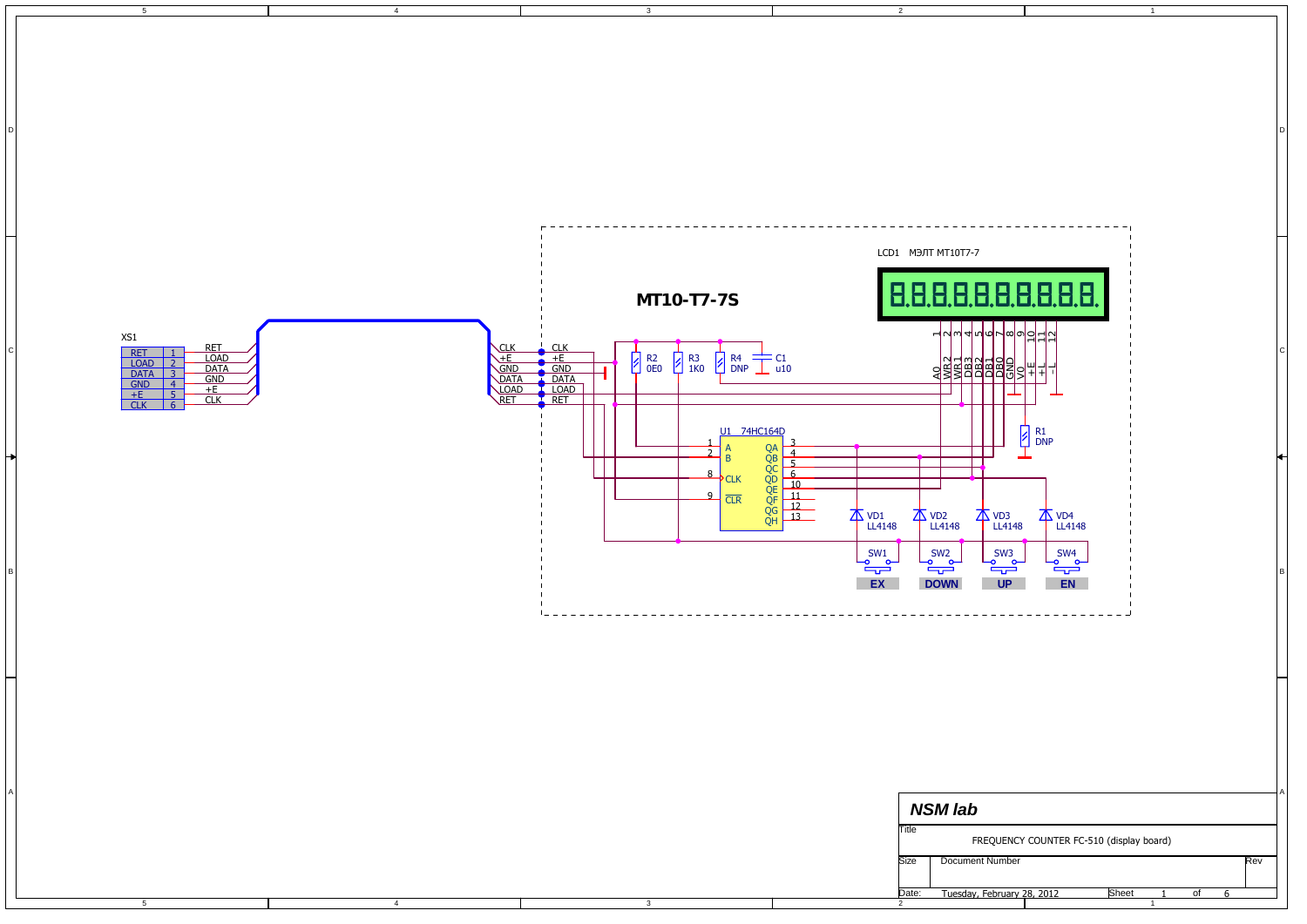XS1

| RET | 1 |
|---|---|
| LOAD | 2 |
| DATA | 3 |
| GND | 4 |
| +E | 5 |
| CLK | 6 |

RET
LOAD
DATA
GND
+E
CLK

CLK
+E
GND
DATA
LOAD
RET

**MT10-T7-7S**

LCD1 МЭЛТ MT10T7-7

1 A0
2 WR2
3 WR1
4 DB3
5 DB2
6 DB1
7 DB0
8 GND
9 V0
10 +E
11 +L
12 -L

R2 0E0
R3 1K0
R4 DNP
C1 u10

U1 74HC164D

1 A
2 B
8 CLK
9 CLR
QA 3
QB 4
QC 5
QD 6
QE 10
QF 11
QG 12
QH 13

R1 DNP

VD1 LL4148
VD2 LL4148
VD3 LL4148
VD4 LL4148

SW1 **EX**
SW2 **DOWN**
SW3 **UP**
SW4 **EN**

***NSM lab***

Title: FREQUENCY COUNTER FC-510 (display board)

Size | Document Number | Rev

Date: Tuesday, February 28, 2012 | Sheet 1 of 6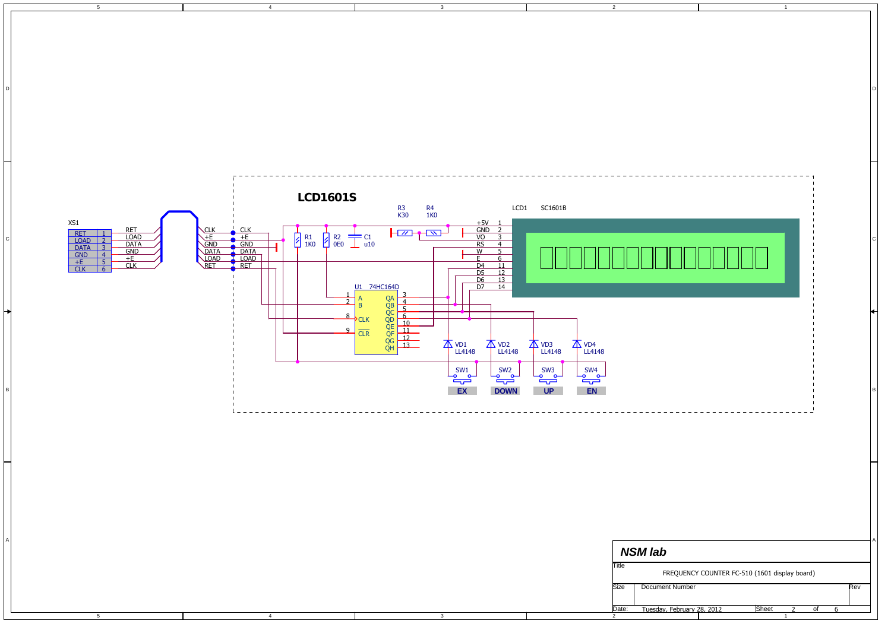# LCD1601S

XS1

| Signal | Pin |
|---|---|
| RET | 1 |
| LOAD | 2 |
| DATA | 3 |
| GND | 4 |
| +E | 5 |
| CLK | 6 |

RET
LOAD
DATA
GND
+E
CLK

CLK
+E
GND
DATA
LOAD
RET

CLK
+E
GND
DATA
LOAD
RET

R1
1K0

R2
0E0

C1
u10

R3
K30

R4
1K0

LCD1 SC1601B

| Signal | Pin |
|---|---|
| +5V | 1 |
| GND | 2 |
| VO | 3 |
| RS | 4 |
| W | 5 |
| E | 6 |
| D4 | 11 |
| D5 | 12 |
| D6 | 13 |
| D7 | 14 |

U1 74HC164D

| Pin | Signal | Signal | Pin |
|---|---|---|---|
| 1 | A | QA | 3 |
| 2 | B | QB | 4 |
| | | QC | 5 |
| 8 | CLK | QD | 6 |
| | | QE | 10 |
| 9 | CLR | QF | 11 |
| | | QG | 12 |
| | | QH | 13 |

VD1 LL4148
VD2 LL4148
VD3 LL4148
VD4 LL4148

SW1 **EX**
SW2 **DOWN**
SW3 **UP**
SW4 **EN**

***NSM lab***

Title
FREQUENCY COUNTER FC-510 (1601 display board)

Size
Document Number
Rev

Date: Tuesday, February 28, 2012
Sheet 2 of 6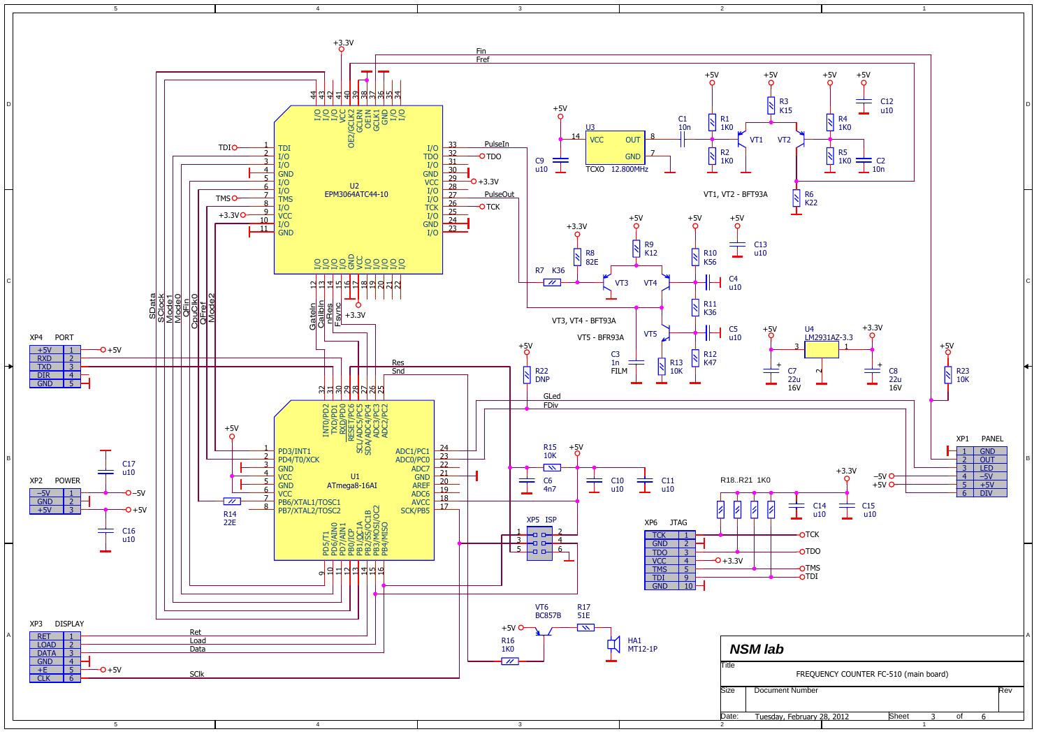# FREQUENCY COUNTER FC-510 (main board)

**NSM lab**

| Title | FREQUENCY COUNTER FC-510 (main board) | | |
|---|---|---|---|
| Size | Document Number | | Rev |
| Date: | Tuesday, February 28, 2012 | Sheet 3 of 6 | |

## Components

- U1 — ATmega8-16AI
- U2 — EPM3064ATC44-10
- U3 — TCXO 12.800MHz
- U4 — LM2931AZ-3.3
- VT1, VT2 — BFT93A
- VT3, VT4 — BFT93A
- VT5 — BFR93A
- VT6 — BC857B
- HA1 — MT12-1P
- R1 1K0, R2 1K0, R3 K15, R4 1K0, R5 1K0, R6 K22, R7 K36, R8 82E, R9 K12, R10 K56, R11 K36, R12 K47, R13 10K, R14 22E, R15 10K, R16 1K0, R17 51E, R18..R21 1K0, R22 DNP, R23 10K
- C1 10n, C2 10n, C3 1n FILM, C4 u10, C5 u10, C6 4n7, C7 22u 16V, C8 22u 16V, C9 u10, C10 u10, C11 u10, C12 u10, C13 u10, C14 u10, C15 u10, C16 u10, C17 u10

## Connectors

**XP1 PANEL**

| Pin | Signal |
|---|---|
| 1 | GND |
| 2 | OUT |
| 3 | LED |
| 4 | –5V |
| 5 | +5V |
| 6 | DIV |

**XP2 POWER**

| Pin | Signal |
|---|---|
| 1 | –5V |
| 2 | GND |
| 3 | +5V |

**XP3 DISPLAY**

| Pin | Signal |
|---|---|
| 1 | RET |
| 2 | LOAD |
| 3 | DATA |
| 4 | GND |
| 5 | +E |
| 6 | CLK |

**XP4 PORT**

| Pin | Signal |
|---|---|
| 1 | +5V |
| 2 | RXD |
| 3 | TXD |
| 4 | DIR |
| 5 | GND |

**XP5 ISP** — pins 1–6

**XP6 JTAG**

| Pin | Signal |
|---|---|
| 1 | TCK |
| 2 | GND |
| 3 | TDO |
| 4 | VCC |
| 5 | TMS |
| 9 | TDI |
| 10 | GND |

## Nets

Fin, Fref, PulseIn, PulseOut, TDI, TDO, TMS, TCK, SData, SClock, Mode1, Mode0, QFin, CoutClk0, QFref, Mode2, GateIn, CalibIn, nRes, Fsync, Res, Snd, GLed, FDiv, Ret, Load, Data, SClk, +3.3V, +5V, –5V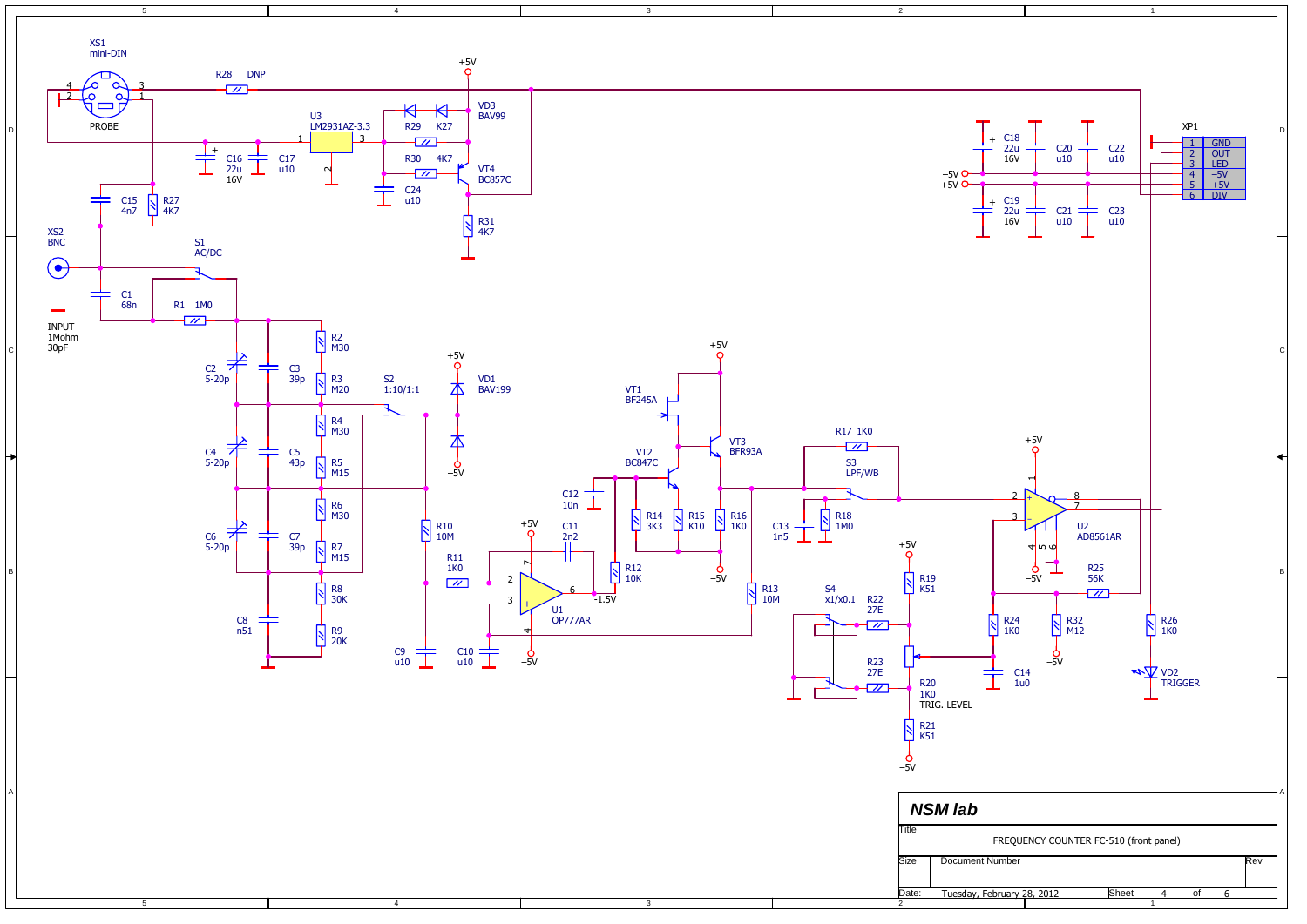# NSM lab

**Title:** FREQUENCY COUNTER FC-510 (front panel)

| Size | Document Number | Rev |
|---|---|---|
| | | |

Date: Tuesday, February 28, 2012 — Sheet 4 of 6

XS1 mini-DIN PROBE (pins 1, 2, 3, 4)

R28 DNP

U3 LM2931AZ-3.3

C16 22u 16V, C17 u10

VD3 BAV99

R29 K27, R30 4K7, C24 u10

VT4 BC857C

R31 4K7

C15 4n7, R27 4K7

XS2 BNC INPUT 1Mohm 30pF

S1 AC/DC

C1 68n, R1 1M0

C2 5-20p, C3 39p, R2 M30, R3 M20

C4 5-20p, C5 43p, R4 M30, R5 M15

C6 5-20p, C7 39p, R6 M30, R7 M15

C8 n51, R8 30K, R9 20K

S2 1:10/1:1

VD1 BAV199

R10 10M, R11 1K0, C9 u10, C10 u10

U1 OP777AR, C11 2n2, R12 10K, −1.5V

VT1 BF245A, VT2 BC847C, VT3 BFR93A

C12 10n, R14 3K3, R15 K10, R16 1K0

R13 10M

R17 1K0, S3 LPF/WB, C13 1n5, R18 1M0

S4 x1/x0.1, R22 27E, R23 27E

R19 K51, R20 1K0 TRIG. LEVEL, R21 K51

U2 AD8561AR

R25 56K, R24 1K0, R32 M12, C14 1u0

R26 1K0, VD2 TRIGGER

C18 22u 16V, C20 u10, C22 u10

C19 22u 16V, C21 u10, C23 u10

XP1:

| Pin | Signal |
|---|---|
| 1 | GND |
| 2 | OUT |
| 3 | LED |
| 4 | −5V |
| 5 | +5V |
| 6 | DIV |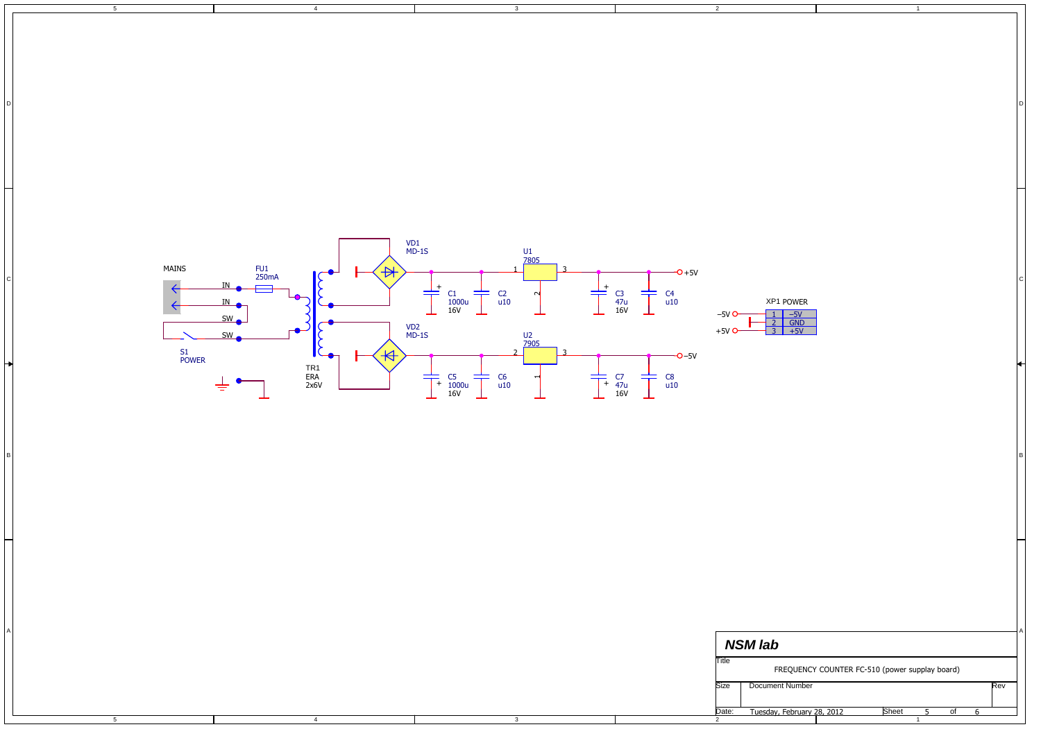MAINS

IN
IN
SW
SW

S1
POWER

FU1
250mA

TR1
ERA
2x6V

VD1
MD-1S

VD2
MD-1S

C1
1000u
16V

C2
u10

U1
7805

1 2 3

C3
47u
16V

C4
u10

+5V

C5
1000u
16V

C6
u10

U2
7905

2 1 3

C7
47u
16V

C8
u10

−5V

XP1 POWER

| | |
|---|---|
| 1 | −5V |
| 2 | GND |
| 3 | +5V |

−5V
+5V

**NSM lab**

Title: FREQUENCY COUNTER FC-510 (power supplay board)

Size | Document Number | Rev

Date: Tuesday, February 28, 2012 | Sheet 5 of 6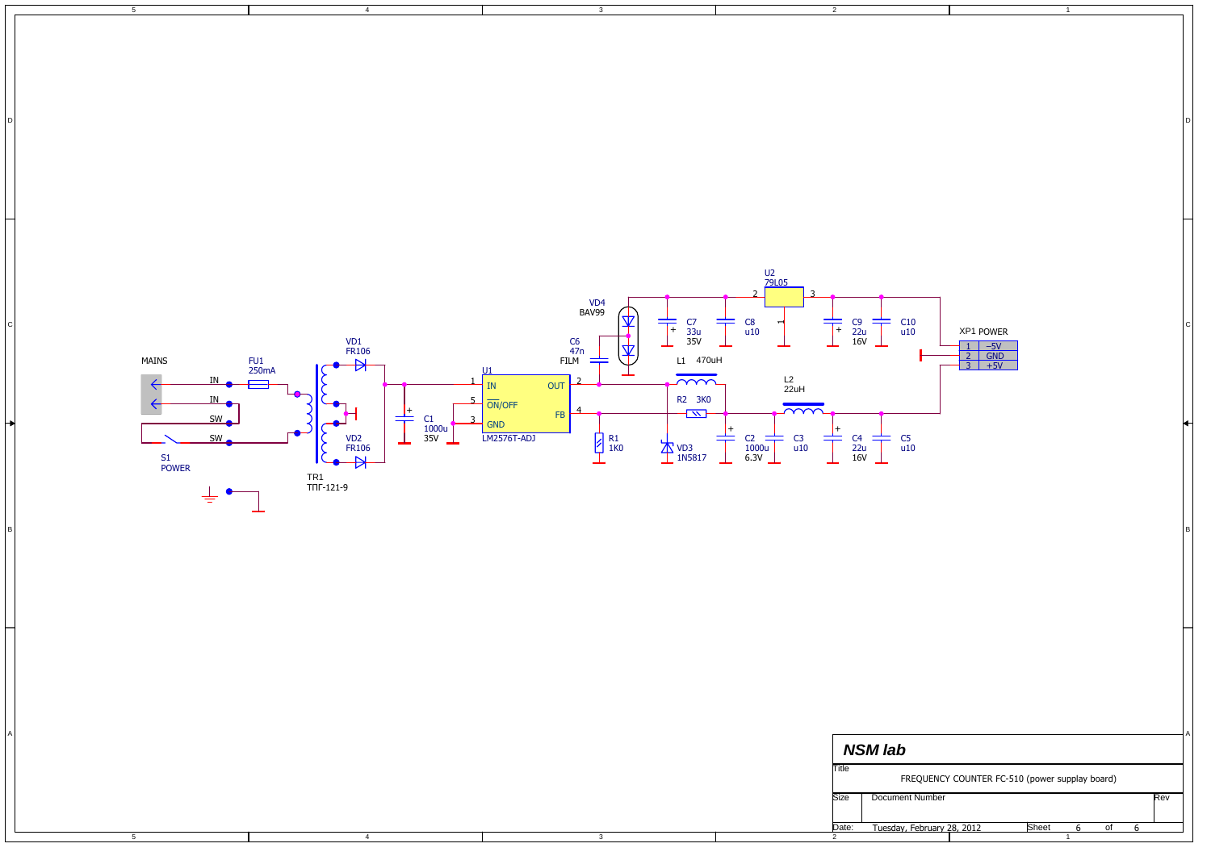MAINS

IN

IN

SW

SW

S1
POWER

FU1
250mA

TR1
ТПГ-121-9

VD1
FR106

VD2
FR106

C1
1000u
35V

U1
LM2576T-ADJ

1 IN

5 ON/OFF

3 GND

OUT 2

FB 4

C6
47n
FILM

VD4
BAV99

R1
1K0

L1 470uH

R2 3K0

VD3
1N5817

C7
33u
35V

C8
u10

U2
79L05

2

3

1

C9
22u
16V

C10
u10

C2
1000u
6.3V

C3
u10

L2
22uH

C4
22u
16V

C5
u10

XP1 POWER

| | | |
|---|---|---|
| 1 | −5V |
| 2 | GND |
| 3 | +5V |

**NSM lab**

Title: FREQUENCY COUNTER FC-510 (power supplay board)

Size | Document Number | Rev

Date: Tuesday, February 28, 2012 | Sheet 6 of 6